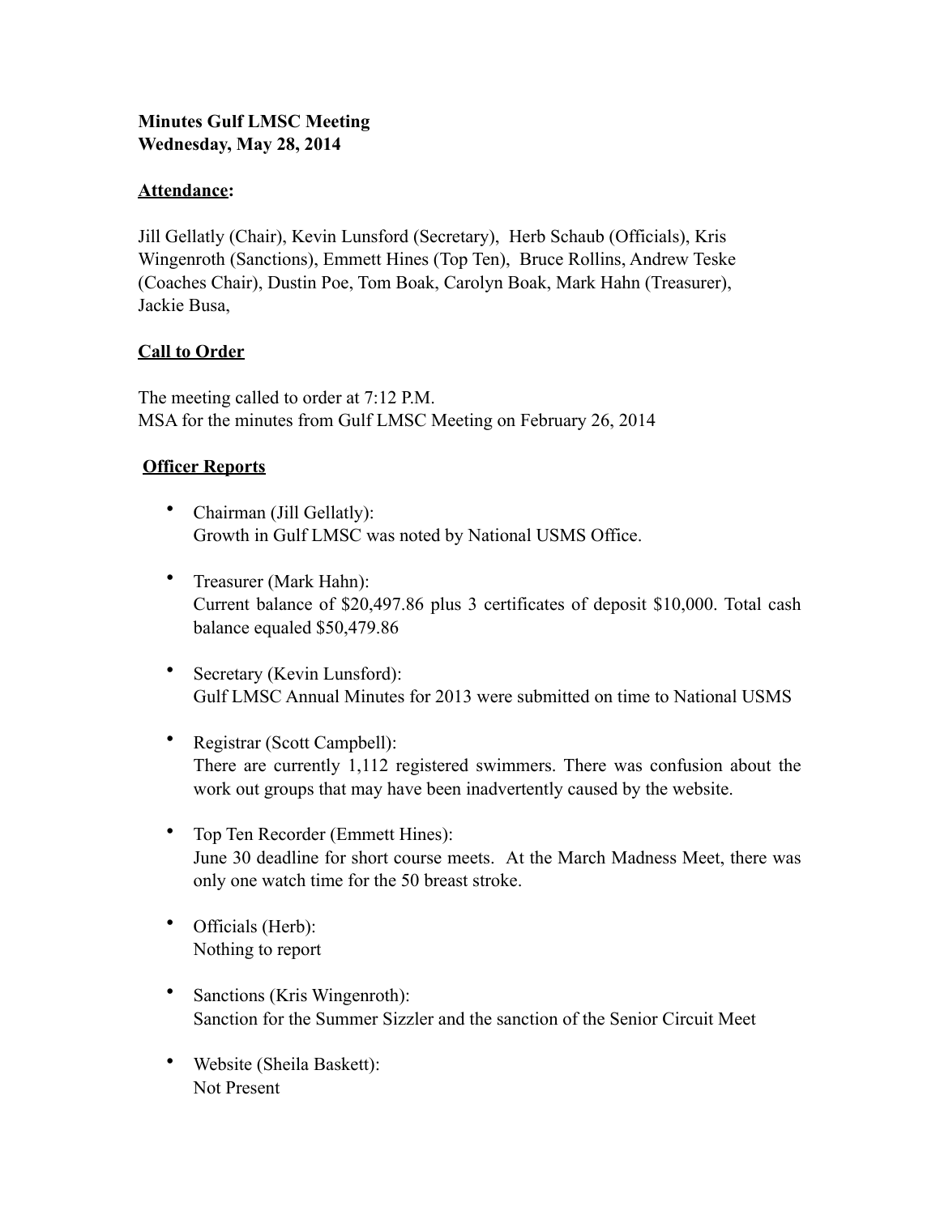**Minutes Gulf LMSC Meeting**
**Wednesday, May 28, 2014**

**Attendance:**

Jill Gellatly (Chair), Kevin Lunsford (Secretary), Herb Schaub (Officials), Kris Wingenroth (Sanctions), Emmett Hines (Top Ten), Bruce Rollins, Andrew Teske (Coaches Chair), Dustin Poe, Tom Boak, Carolyn Boak, Mark Hahn (Treasurer), Jackie Busa,

**Call to Order**

The meeting called to order at 7:12 P.M.
MSA for the minutes from Gulf LMSC Meeting on February 26, 2014

**Officer Reports**

- Chairman (Jill Gellatly):
  Growth in Gulf LMSC was noted by National USMS Office.
- Treasurer (Mark Hahn):
  Current balance of $20,497.86 plus 3 certificates of deposit $10,000. Total cash balance equaled $50,479.86
- Secretary (Kevin Lunsford):
  Gulf LMSC Annual Minutes for 2013 were submitted on time to National USMS
- Registrar (Scott Campbell):
  There are currently 1,112 registered swimmers. There was confusion about the work out groups that may have been inadvertently caused by the website.
- Top Ten Recorder (Emmett Hines):
  June 30 deadline for short course meets. At the March Madness Meet, there was only one watch time for the 50 breast stroke.
- Officials (Herb):
  Nothing to report
- Sanctions (Kris Wingenroth):
  Sanction for the Summer Sizzler and the sanction of the Senior Circuit Meet
- Website (Sheila Baskett):
  Not Present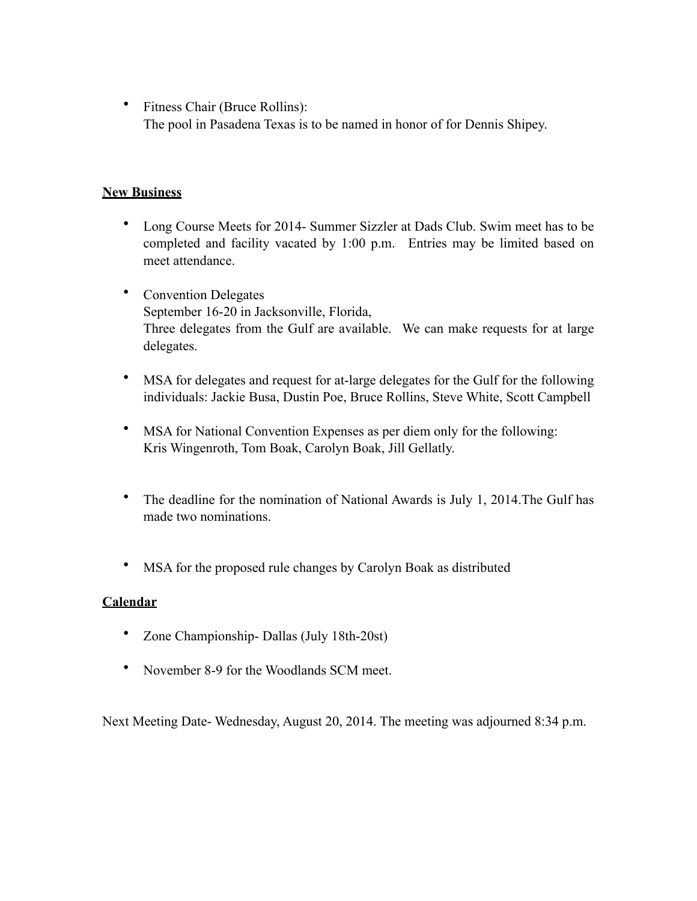- Fitness Chair (Bruce Rollins):
  The pool in Pasadena Texas is to be named in honor of for Dennis Shipey.

**New Business**

- Long Course Meets for 2014- Summer Sizzler at Dads Club. Swim meet has to be completed and facility vacated by 1:00 p.m. Entries may be limited based on meet attendance.
- Convention Delegates
  September 16-20 in Jacksonville, Florida,
  Three delegates from the Gulf are available. We can make requests for at large delegates.
- MSA for delegates and request for at-large delegates for the Gulf for the following individuals: Jackie Busa, Dustin Poe, Bruce Rollins, Steve White, Scott Campbell
- MSA for National Convention Expenses as per diem only for the following:
  Kris Wingenroth, Tom Boak, Carolyn Boak, Jill Gellatly.
- The deadline for the nomination of National Awards is July 1, 2014.The Gulf has made two nominations.
- MSA for the proposed rule changes by Carolyn Boak as distributed

**Calendar**

- Zone Championship- Dallas (July 18th-20st)
- November 8-9 for the Woodlands SCM meet.

Next Meeting Date- Wednesday, August 20, 2014. The meeting was adjourned 8:34 p.m.